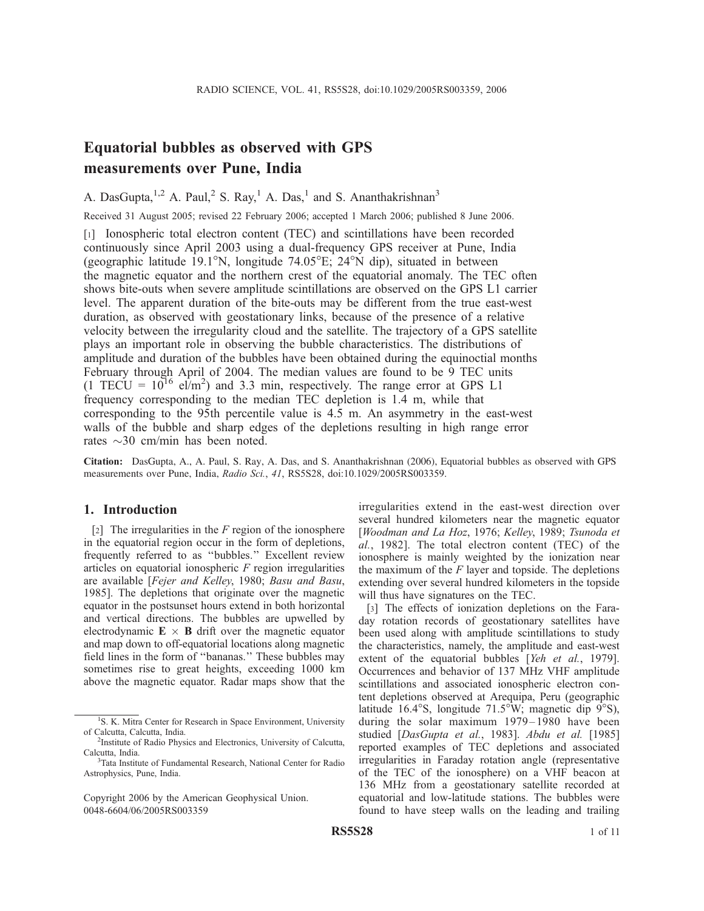# Equatorial bubbles as observed with GPS measurements over Pune, India

A. DasGupta,[1,2] A. Paul,[2] S. Ray,[1] A. Das,[1] and S. Ananthakrishnan[3]

Received 31 August 2005; revised 22 February 2006; accepted 1 March 2006; published 8 June 2006.

[1] Ionospheric total electron content (TEC) and scintillations have been recorded continuously since April 2003 using a dual-frequency GPS receiver at Pune, India (geographic latitude 19.1°N, longitude 74.05°E; 24°N dip), situated in between the magnetic equator and the northern crest of the equatorial anomaly. The TEC often shows bite-outs when severe amplitude scintillations are observed on the GPS L1 carrier level. The apparent duration of the bite-outs may be different from the true east-west duration, as observed with geostationary links, because of the presence of a relative velocity between the irregularity cloud and the satellite. The trajectory of a GPS satellite plays an important role in observing the bubble characteristics. The distributions of amplitude and duration of the bubbles have been obtained during the equinoctial months February through April of 2004. The median values are found to be 9 TEC units (1 TECU = $10^{16}$ el/m$^2$) and 3.3 min, respectively. The range error at GPS L1 frequency corresponding to the median TEC depletion is 1.4 m, while that corresponding to the 95th percentile value is 4.5 m. An asymmetry in the east-west walls of the bubble and sharp edges of the depletions resulting in high range error rates ~30 cm/min has been noted.

**Citation:** DasGupta, A., A. Paul, S. Ray, A. Das, and S. Ananthakrishnan (2006), Equatorial bubbles as observed with GPS measurements over Pune, India, *Radio Sci.*, *41*, RS5S28, doi:10.1029/2005RS003359.

## 1. Introduction

[2] The irregularities in the *F* region of the ionosphere in the equatorial region occur in the form of depletions, frequently referred to as "bubbles." Excellent review articles on equatorial ionospheric *F* region irregularities are available [*Fejer and Kelley*, 1980; *Basu and Basu*, 1985]. The depletions that originate over the magnetic equator in the postsunset hours extend in both horizontal and vertical directions. The bubbles are upwelled by electrodynamic **E** × **B** drift over the magnetic equator and map down to off-equatorial locations along magnetic field lines in the form of "bananas." These bubbles may sometimes rise to great heights, exceeding 1000 km above the magnetic equator. Radar maps show that the irregularities extend in the east-west direction over several hundred kilometers near the magnetic equator [*Woodman and La Hoz*, 1976; *Kelley*, 1989; *Tsunoda et al.*, 1982]. The total electron content (TEC) of the ionosphere is mainly weighted by the ionization near the maximum of the *F* layer and topside. The depletions extending over several hundred kilometers in the topside will thus have signatures on the TEC.

[3] The effects of ionization depletions on the Faraday rotation records of geostationary satellites have been used along with amplitude scintillations to study the characteristics, namely, the amplitude and east-west extent of the equatorial bubbles [*Yeh et al.*, 1979]. Occurrences and behavior of 137 MHz VHF amplitude scintillations and associated ionospheric electron content depletions observed at Arequipa, Peru (geographic latitude 16.4°S, longitude 71.5°W; magnetic dip 9°S), during the solar maximum 1979–1980 have been studied [*DasGupta et al.*, 1983]. *Abdu et al.* [1985] reported examples of TEC depletions and associated irregularities in Faraday rotation angle (representative of the TEC of the ionosphere) on a VHF beacon at 136 MHz from a geostationary satellite recorded at equatorial and low-latitude stations. The bubbles were found to have steep walls on the leading and trailing

[1] S. K. Mitra Center for Research in Space Environment, University of Calcutta, Calcutta, India.

[2] Institute of Radio Physics and Electronics, University of Calcutta, Calcutta, India.

[3] Tata Institute of Fundamental Research, National Center for Radio Astrophysics, Pune, India.

Copyright 2006 by the American Geophysical Union.
0048-6604/06/2005RS003359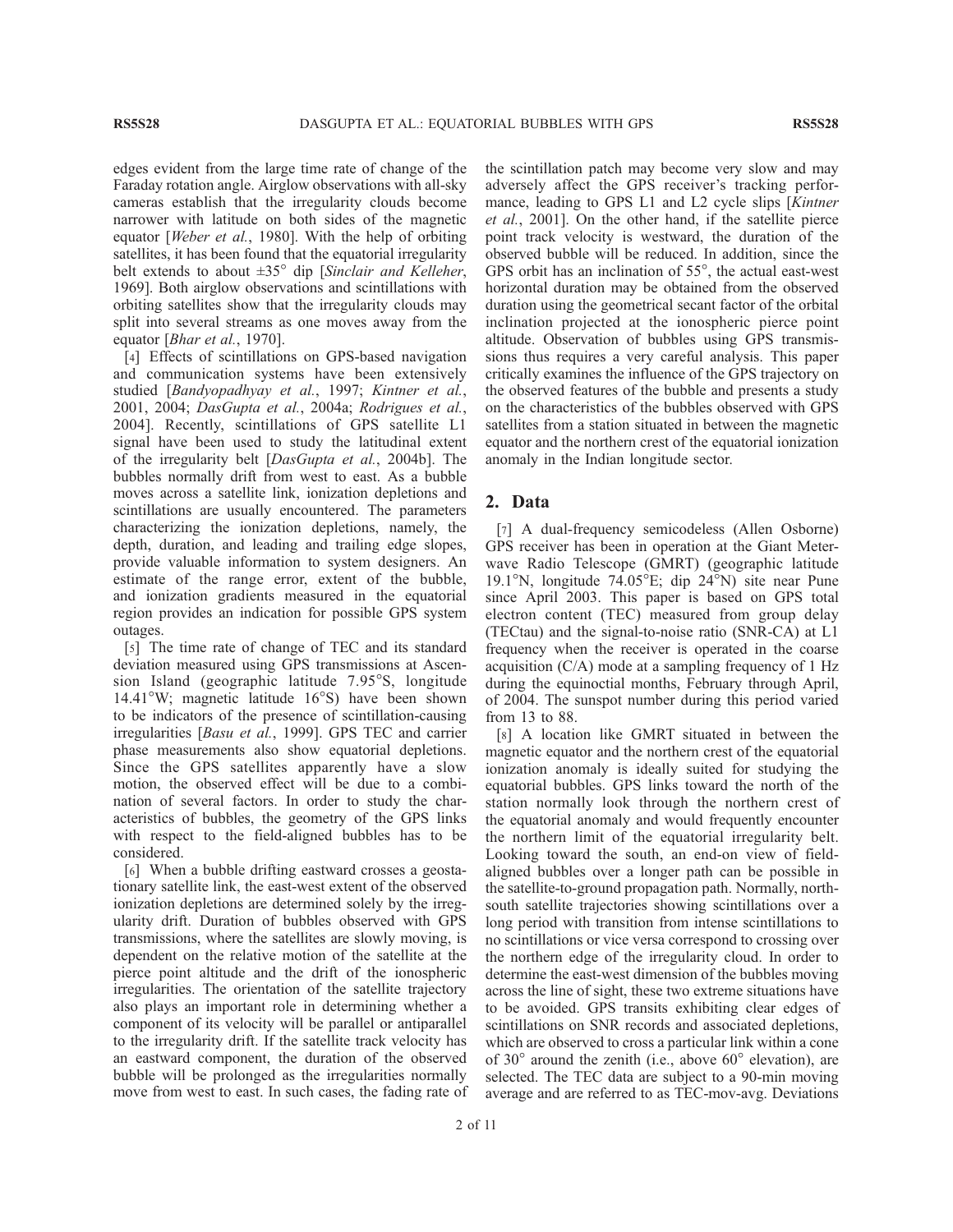edges evident from the large time rate of change of the Faraday rotation angle. Airglow observations with all-sky cameras establish that the irregularity clouds become narrower with latitude on both sides of the magnetic equator [*Weber et al.*, 1980]. With the help of orbiting satellites, it has been found that the equatorial irregularity belt extends to about ±35° dip [*Sinclair and Kelleher*, 1969]. Both airglow observations and scintillations with orbiting satellites show that the irregularity clouds may split into several streams as one moves away from the equator [*Bhar et al.*, 1970].

[4] Effects of scintillations on GPS-based navigation and communication systems have been extensively studied [*Bandyopadhyay et al.*, 1997; *Kintner et al.*, 2001, 2004; *DasGupta et al.*, 2004a; *Rodrigues et al.*, 2004]. Recently, scintillations of GPS satellite L1 signal have been used to study the latitudinal extent of the irregularity belt [*DasGupta et al.*, 2004b]. The bubbles normally drift from west to east. As a bubble moves across a satellite link, ionization depletions and scintillations are usually encountered. The parameters characterizing the ionization depletions, namely, the depth, duration, and leading and trailing edge slopes, provide valuable information to system designers. An estimate of the range error, extent of the bubble, and ionization gradients measured in the equatorial region provides an indication for possible GPS system outages.

[5] The time rate of change of TEC and its standard deviation measured using GPS transmissions at Ascension Island (geographic latitude 7.95°S, longitude 14.41°W; magnetic latitude 16°S) have been shown to be indicators of the presence of scintillation-causing irregularities [*Basu et al.*, 1999]. GPS TEC and carrier phase measurements also show equatorial depletions. Since the GPS satellites apparently have a slow motion, the observed effect will be due to a combination of several factors. In order to study the characteristics of bubbles, the geometry of the GPS links with respect to the field-aligned bubbles has to be considered.

[6] When a bubble drifting eastward crosses a geostationary satellite link, the east-west extent of the observed ionization depletions are determined solely by the irregularity drift. Duration of bubbles observed with GPS transmissions, where the satellites are slowly moving, is dependent on the relative motion of the satellite at the pierce point altitude and the drift of the ionospheric irregularities. The orientation of the satellite trajectory also plays an important role in determining whether a component of its velocity will be parallel or antiparallel to the irregularity drift. If the satellite track velocity has an eastward component, the duration of the observed bubble will be prolonged as the irregularities normally move from west to east. In such cases, the fading rate of the scintillation patch may become very slow and may adversely affect the GPS receiver's tracking performance, leading to GPS L1 and L2 cycle slips [*Kintner et al.*, 2001]. On the other hand, if the satellite pierce point track velocity is westward, the duration of the observed bubble will be reduced. In addition, since the GPS orbit has an inclination of 55°, the actual east-west horizontal duration may be obtained from the observed duration using the geometrical secant factor of the orbital inclination projected at the ionospheric pierce point altitude. Observation of bubbles using GPS transmissions thus requires a very careful analysis. This paper critically examines the influence of the GPS trajectory on the observed features of the bubble and presents a study on the characteristics of the bubbles observed with GPS satellites from a station situated in between the magnetic equator and the northern crest of the equatorial ionization anomaly in the Indian longitude sector.

## 2. Data

[7] A dual-frequency semicodeless (Allen Osborne) GPS receiver has been in operation at the Giant Meterwave Radio Telescope (GMRT) (geographic latitude 19.1°N, longitude 74.05°E; dip 24°N) site near Pune since April 2003. This paper is based on GPS total electron content (TEC) measured from group delay (TECtau) and the signal-to-noise ratio (SNR-CA) at L1 frequency when the receiver is operated in the coarse acquisition (C/A) mode at a sampling frequency of 1 Hz during the equinoctial months, February through April, of 2004. The sunspot number during this period varied from 13 to 88.

[8] A location like GMRT situated in between the magnetic equator and the northern crest of the equatorial ionization anomaly is ideally suited for studying the equatorial bubbles. GPS links toward the north of the station normally look through the northern crest of the equatorial anomaly and would frequently encounter the northern limit of the equatorial irregularity belt. Looking toward the south, an end-on view of field-aligned bubbles over a longer path can be possible in the satellite-to-ground propagation path. Normally, north-south satellite trajectories showing scintillations over a long period with transition from intense scintillations to no scintillations or vice versa correspond to crossing over the northern edge of the irregularity cloud. In order to determine the east-west dimension of the bubbles moving across the line of sight, these two extreme situations have to be avoided. GPS transits exhibiting clear edges of scintillations on SNR records and associated depletions, which are observed to cross a particular link within a cone of 30° around the zenith (i.e., above 60° elevation), are selected. The TEC data are subject to a 90-min moving average and are referred to as TEC-mov-avg. Deviations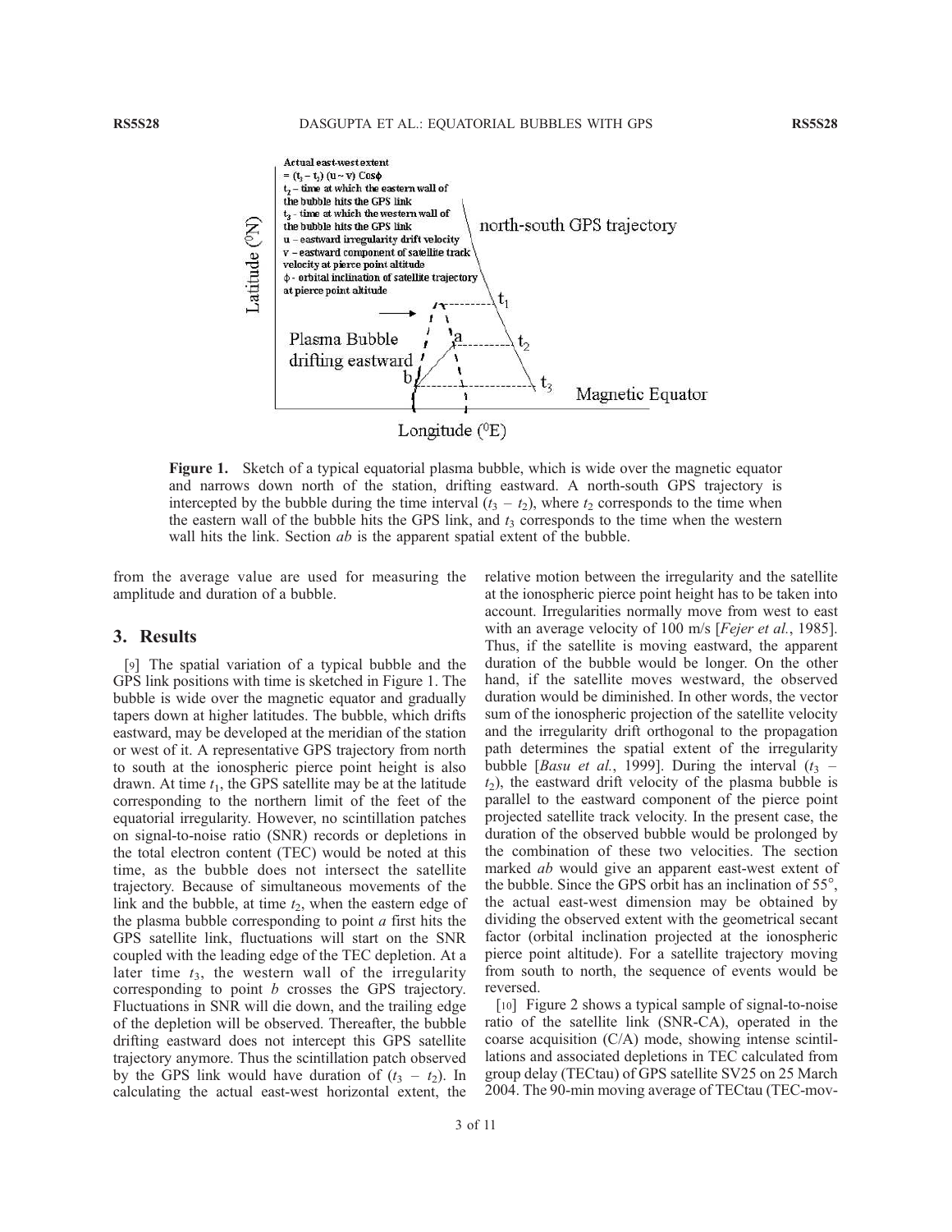Figure 1. Sketch of a typical equatorial plasma bubble, which is wide over the magnetic equator and narrows down north of the station, drifting eastward. A north-south GPS trajectory is intercepted by the bubble during the time interval ($t_3 - t_2$), where $t_2$ corresponds to the time when the eastern wall of the bubble hits the GPS link, and $t_3$ corresponds to the time when the western wall hits the link. Section *ab* is the apparent spatial extent of the bubble.

from the average value are used for measuring the amplitude and duration of a bubble.

## 3. Results

[9] The spatial variation of a typical bubble and the GPS link positions with time is sketched in Figure 1. The bubble is wide over the magnetic equator and gradually tapers down at higher latitudes. The bubble, which drifts eastward, may be developed at the meridian of the station or west of it. A representative GPS trajectory from north to south at the ionospheric pierce point height is also drawn. At time $t_1$, the GPS satellite may be at the latitude corresponding to the northern limit of the feet of the equatorial irregularity. However, no scintillation patches on signal-to-noise ratio (SNR) records or depletions in the total electron content (TEC) would be noted at this time, as the bubble does not intersect the satellite trajectory. Because of simultaneous movements of the link and the bubble, at time $t_2$, when the eastern edge of the plasma bubble corresponding to point *a* first hits the GPS satellite link, fluctuations will start on the SNR coupled with the leading edge of the TEC depletion. At a later time $t_3$, the western wall of the irregularity corresponding to point *b* crosses the GPS trajectory. Fluctuations in SNR will die down, and the trailing edge of the depletion will be observed. Thereafter, the bubble drifting eastward does not intercept this GPS satellite trajectory anymore. Thus the scintillation patch observed by the GPS link would have duration of ($t_3 - t_2$). In calculating the actual east-west horizontal extent, the relative motion between the irregularity and the satellite at the ionospheric pierce point height has to be taken into account. Irregularities normally move from west to east with an average velocity of 100 m/s [*Fejer et al.*, 1985]. Thus, if the satellite is moving eastward, the apparent duration of the bubble would be longer. On the other hand, if the satellite moves westward, the observed duration would be diminished. In other words, the vector sum of the ionospheric projection of the satellite velocity and the irregularity drift orthogonal to the propagation path determines the spatial extent of the irregularity bubble [*Basu et al.*, 1999]. During the interval ($t_3 - t_2$), the eastward drift velocity of the plasma bubble is parallel to the eastward component of the pierce point projected satellite track velocity. In the present case, the duration of the observed bubble would be prolonged by the combination of these two velocities. The section marked *ab* would give an apparent east-west extent of the bubble. Since the GPS orbit has an inclination of 55°, the actual east-west dimension may be obtained by dividing the observed extent with the geometrical secant factor (orbital inclination projected at the ionospheric pierce point altitude). For a satellite trajectory moving from south to north, the sequence of events would be reversed.

[10] Figure 2 shows a typical sample of signal-to-noise ratio of the satellite link (SNR-CA), operated in the coarse acquisition (C/A) mode, showing intense scintillations and associated depletions in TEC calculated from group delay (TECtau) of GPS satellite SV25 on 25 March 2004. The 90-min moving average of TECtau (TEC-mov-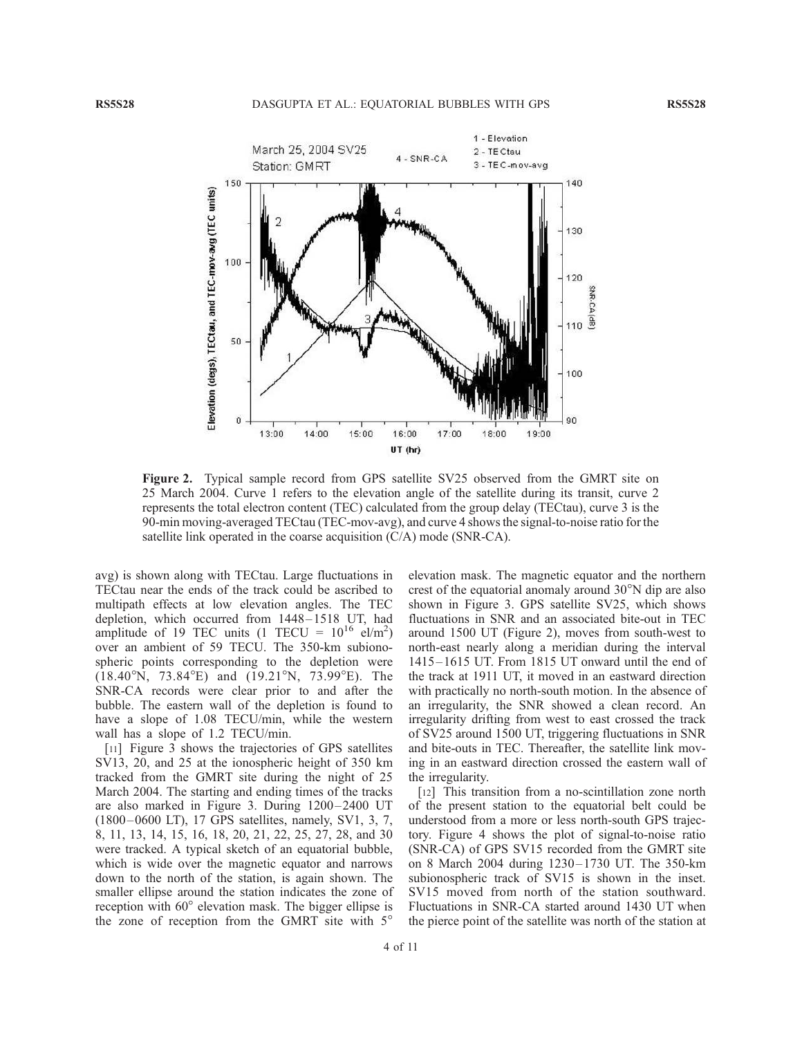**Figure 2.** Typical sample record from GPS satellite SV25 observed from the GMRT site on 25 March 2004. Curve 1 refers to the elevation angle of the satellite during its transit, curve 2 represents the total electron content (TEC) calculated from the group delay (TECtau), curve 3 is the 90-min moving-averaged TECtau (TEC-mov-avg), and curve 4 shows the signal-to-noise ratio for the satellite link operated in the coarse acquisition (C/A) mode (SNR-CA).

avg) is shown along with TECtau. Large fluctuations in TECtau near the ends of the track could be ascribed to multipath effects at low elevation angles. The TEC depletion, which occurred from 1448–1518 UT, had amplitude of 19 TEC units (1 TECU = $10^{16}$ el/m$^2$) over an ambient of 59 TECU. The 350-km subionospheric points corresponding to the depletion were (18.40°N, 73.84°E) and (19.21°N, 73.99°E). The SNR-CA records were clear prior to and after the bubble. The eastern wall of the depletion is found to have a slope of 1.08 TECU/min, while the western wall has a slope of 1.2 TECU/min.

[11] Figure 3 shows the trajectories of GPS satellites SV13, 20, and 25 at the ionospheric height of 350 km tracked from the GMRT site during the night of 25 March 2004. The starting and ending times of the tracks are also marked in Figure 3. During 1200–2400 UT (1800–0600 LT), 17 GPS satellites, namely, SV1, 3, 7, 8, 11, 13, 14, 15, 16, 18, 20, 21, 22, 25, 27, 28, and 30 were tracked. A typical sketch of an equatorial bubble, which is wide over the magnetic equator and narrows down to the north of the station, is again shown. The smaller ellipse around the station indicates the zone of reception with 60° elevation mask. The bigger ellipse is the zone of reception from the GMRT site with 5° elevation mask. The magnetic equator and the northern crest of the equatorial anomaly around 30°N dip are also shown in Figure 3. GPS satellite SV25, which shows fluctuations in SNR and an associated bite-out in TEC around 1500 UT (Figure 2), moves from south-west to north-east nearly along a meridian during the interval 1415–1615 UT. From 1815 UT onward until the end of the track at 1911 UT, it moved in an eastward direction with practically no north-south motion. In the absence of an irregularity, the SNR showed a clean record. An irregularity drifting from west to east crossed the track of SV25 around 1500 UT, triggering fluctuations in SNR and bite-outs in TEC. Thereafter, the satellite link moving in an eastward direction crossed the eastern wall of the irregularity.

[12] This transition from a no-scintillation zone north of the present station to the equatorial belt could be understood from a more or less north-south GPS trajectory. Figure 4 shows the plot of signal-to-noise ratio (SNR-CA) of GPS SV15 recorded from the GMRT site on 8 March 2004 during 1230–1730 UT. The 350-km subionospheric track of SV15 is shown in the inset. SV15 moved from north of the station southward. Fluctuations in SNR-CA started around 1430 UT when the pierce point of the satellite was north of the station at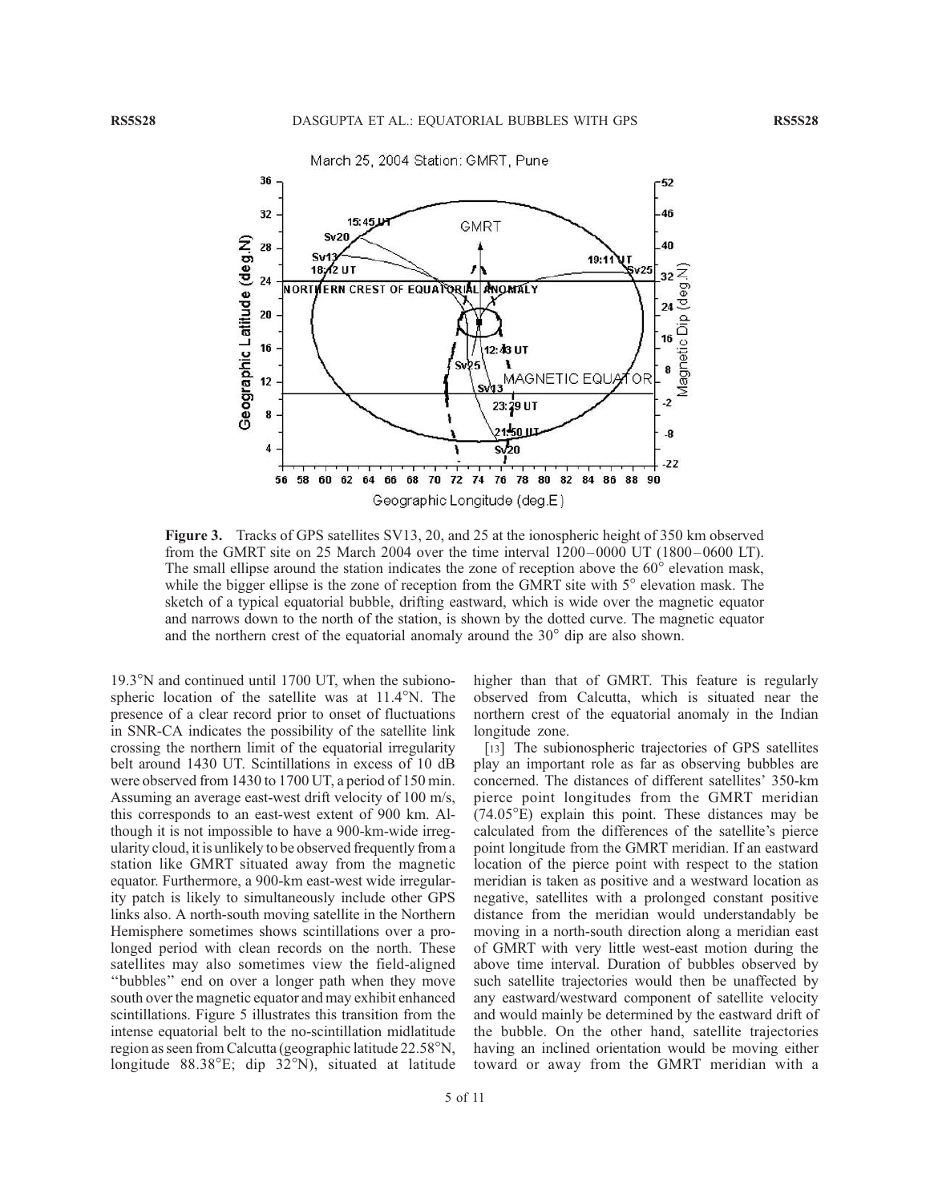**Figure 3.** Tracks of GPS satellites SV13, 20, and 25 at the ionospheric height of 350 km observed from the GMRT site on 25 March 2004 over the time interval 1200–0000 UT (1800–0600 LT). The small ellipse around the station indicates the zone of reception above the 60° elevation mask, while the bigger ellipse is the zone of reception from the GMRT site with 5° elevation mask. The sketch of a typical equatorial bubble, drifting eastward, which is wide over the magnetic equator and narrows down to the north of the station, is shown by the dotted curve. The magnetic equator and the northern crest of the equatorial anomaly around the 30° dip are also shown.

19.3°N and continued until 1700 UT, when the subionospheric location of the satellite was at 11.4°N. The presence of a clear record prior to onset of fluctuations in SNR-CA indicates the possibility of the satellite link crossing the northern limit of the equatorial irregularity belt around 1430 UT. Scintillations in excess of 10 dB were observed from 1430 to 1700 UT, a period of 150 min. Assuming an average east-west drift velocity of 100 m/s, this corresponds to an east-west extent of 900 km. Although it is not impossible to have a 900-km-wide irregularity cloud, it is unlikely to be observed frequently from a station like GMRT situated away from the magnetic equator. Furthermore, a 900-km east-west wide irregularity patch is likely to simultaneously include other GPS links also. A north-south moving satellite in the Northern Hemisphere sometimes shows scintillations over a prolonged period with clean records on the north. These satellites may also sometimes view the field-aligned "bubbles" end on over a longer path when they move south over the magnetic equator and may exhibit enhanced scintillations. Figure 5 illustrates this transition from the intense equatorial belt to the no-scintillation midlatitude region as seen from Calcutta (geographic latitude 22.58°N, longitude 88.38°E; dip 32°N), situated at latitude higher than that of GMRT. This feature is regularly observed from Calcutta, which is situated near the northern crest of the equatorial anomaly in the Indian longitude zone.

[13] The subionospheric trajectories of GPS satellites play an important role as far as observing bubbles are concerned. The distances of different satellites' 350-km pierce point longitudes from the GMRT meridian (74.05°E) explain this point. These distances may be calculated from the differences of the satellite's pierce point longitude from the GMRT meridian. If an eastward location of the pierce point with respect to the station meridian is taken as positive and a westward location as negative, satellites with a prolonged constant positive distance from the meridian would understandably be moving in a north-south direction along a meridian east of GMRT with very little west-east motion during the above time interval. Duration of bubbles observed by such satellite trajectories would then be unaffected by any eastward/westward component of satellite velocity and would mainly be determined by the eastward drift of the bubble. On the other hand, satellite trajectories having an inclined orientation would be moving either toward or away from the GMRT meridian with a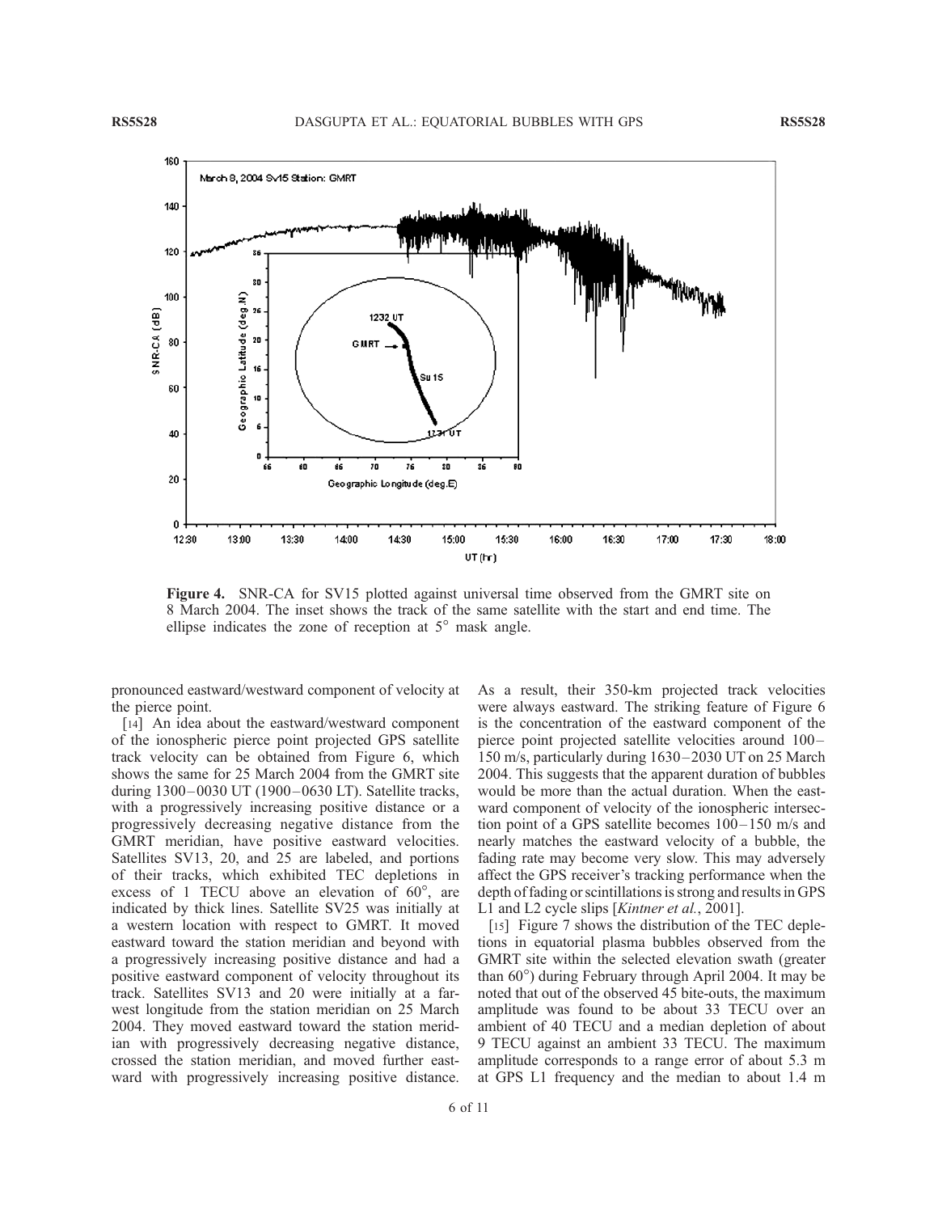**Figure 4.** SNR-CA for SV15 plotted against universal time observed from the GMRT site on 8 March 2004. The inset shows the track of the same satellite with the start and end time. The ellipse indicates the zone of reception at 5° mask angle.

pronounced eastward/westward component of velocity at the pierce point.

[14] An idea about the eastward/westward component of the ionospheric pierce point projected GPS satellite track velocity can be obtained from Figure 6, which shows the same for 25 March 2004 from the GMRT site during 1300–0030 UT (1900–0630 LT). Satellite tracks, with a progressively increasing positive distance or a progressively decreasing negative distance from the GMRT meridian, have positive eastward velocities. Satellites SV13, 20, and 25 are labeled, and portions of their tracks, which exhibited TEC depletions in excess of 1 TECU above an elevation of 60°, are indicated by thick lines. Satellite SV25 was initially at a western location with respect to GMRT. It moved eastward toward the station meridian and beyond with a progressively increasing positive distance and had a positive eastward component of velocity throughout its track. Satellites SV13 and 20 were initially at a far-west longitude from the station meridian on 25 March 2004. They moved eastward toward the station meridian with progressively decreasing negative distance, crossed the station meridian, and moved further eastward with progressively increasing positive distance. As a result, their 350-km projected track velocities were always eastward. The striking feature of Figure 6 is the concentration of the eastward component of the pierce point projected satellite velocities around 100–150 m/s, particularly during 1630–2030 UT on 25 March 2004. This suggests that the apparent duration of bubbles would be more than the actual duration. When the eastward component of velocity of the ionospheric intersection point of a GPS satellite becomes 100–150 m/s and nearly matches the eastward velocity of a bubble, the fading rate may become very slow. This may adversely affect the GPS receiver's tracking performance when the depth of fading or scintillations is strong and results in GPS L1 and L2 cycle slips [*Kintner et al.*, 2001].

[15] Figure 7 shows the distribution of the TEC depletions in equatorial plasma bubbles observed from the GMRT site within the selected elevation swath (greater than 60°) during February through April 2004. It may be noted that out of the observed 45 bite-outs, the maximum amplitude was found to be about 33 TECU over an ambient of 40 TECU and a median depletion of about 9 TECU against an ambient 33 TECU. The maximum amplitude corresponds to a range error of about 5.3 m at GPS L1 frequency and the median to about 1.4 m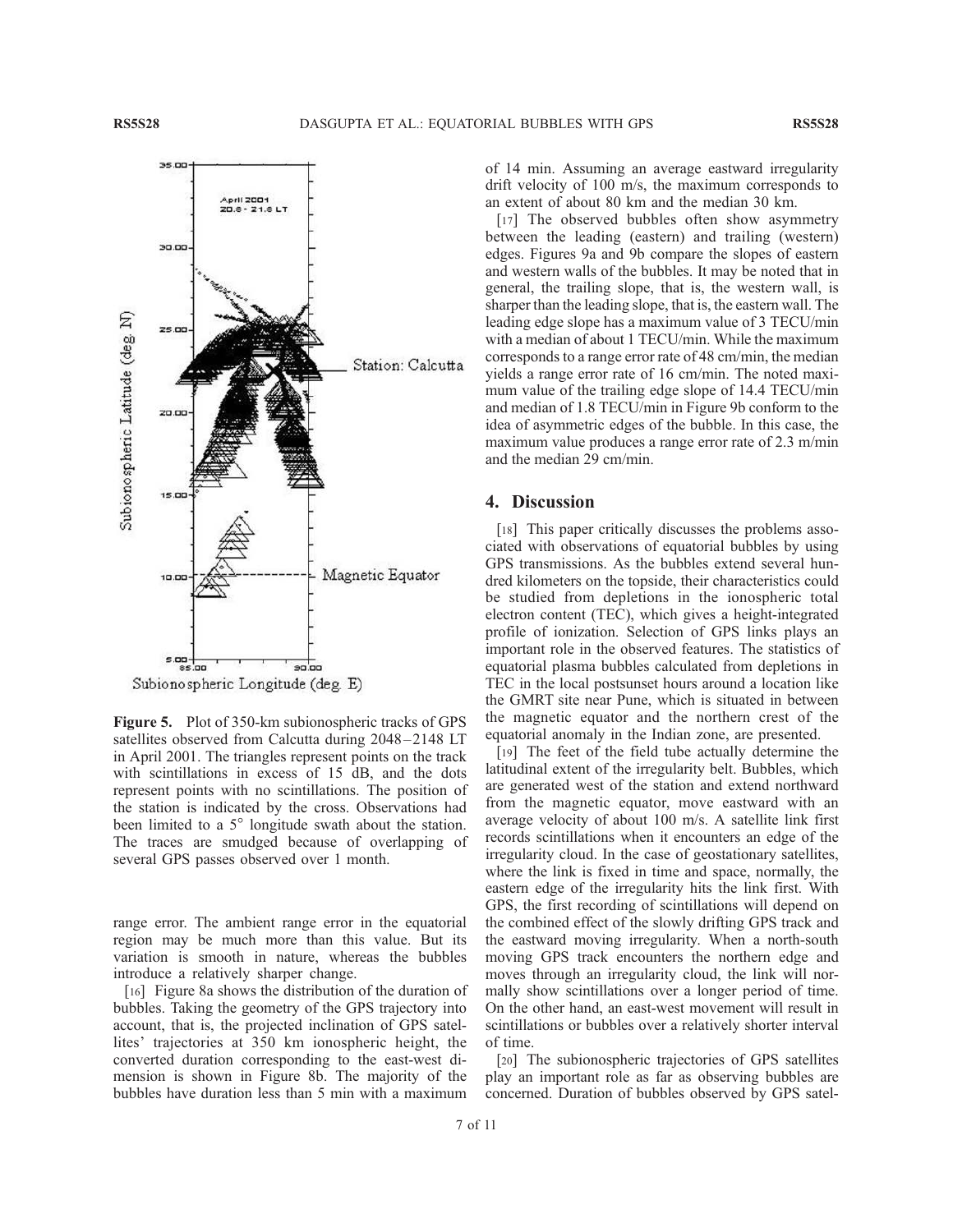**Figure 5.** Plot of 350-km subionospheric tracks of GPS satellites observed from Calcutta during 2048–2148 LT in April 2001. The triangles represent points on the track with scintillations in excess of 15 dB, and the dots represent points with no scintillations. The position of the station is indicated by the cross. Observations had been limited to a 5° longitude swath about the station. The traces are smudged because of overlapping of several GPS passes observed over 1 month.

range error. The ambient range error in the equatorial region may be much more than this value. But its variation is smooth in nature, whereas the bubbles introduce a relatively sharper change.

[16] Figure 8a shows the distribution of the duration of bubbles. Taking the geometry of the GPS trajectory into account, that is, the projected inclination of GPS satellites' trajectories at 350 km ionospheric height, the converted duration corresponding to the east-west dimension is shown in Figure 8b. The majority of the bubbles have duration less than 5 min with a maximum of 14 min. Assuming an average eastward irregularity drift velocity of 100 m/s, the maximum corresponds to an extent of about 80 km and the median 30 km.

[17] The observed bubbles often show asymmetry between the leading (eastern) and trailing (western) edges. Figures 9a and 9b compare the slopes of eastern and western walls of the bubbles. It may be noted that in general, the trailing slope, that is, the western wall, is sharper than the leading slope, that is, the eastern wall. The leading edge slope has a maximum value of 3 TECU/min with a median of about 1 TECU/min. While the maximum corresponds to a range error rate of 48 cm/min, the median yields a range error rate of 16 cm/min. The noted maximum value of the trailing edge slope of 14.4 TECU/min and median of 1.8 TECU/min in Figure 9b conform to the idea of asymmetric edges of the bubble. In this case, the maximum value produces a range error rate of 2.3 m/min and the median 29 cm/min.

## 4. Discussion

[18] This paper critically discusses the problems associated with observations of equatorial bubbles by using GPS transmissions. As the bubbles extend several hundred kilometers on the topside, their characteristics could be studied from depletions in the ionospheric total electron content (TEC), which gives a height-integrated profile of ionization. Selection of GPS links plays an important role in the observed features. The statistics of equatorial plasma bubbles calculated from depletions in TEC in the local postsunset hours around a location like the GMRT site near Pune, which is situated in between the magnetic equator and the northern crest of the equatorial anomaly in the Indian zone, are presented.

[19] The feet of the field tube actually determine the latitudinal extent of the irregularity belt. Bubbles, which are generated west of the station and extend northward from the magnetic equator, move eastward with an average velocity of about 100 m/s. A satellite link first records scintillations when it encounters an edge of the irregularity cloud. In the case of geostationary satellites, where the link is fixed in time and space, normally, the eastern edge of the irregularity hits the link first. With GPS, the first recording of scintillations will depend on the combined effect of the slowly drifting GPS track and the eastward moving irregularity. When a north-south moving GPS track encounters the northern edge and moves through an irregularity cloud, the link will normally show scintillations over a longer period of time. On the other hand, an east-west movement will result in scintillations or bubbles over a relatively shorter interval of time.

[20] The subionospheric trajectories of GPS satellites play an important role as far as observing bubbles are concerned. Duration of bubbles observed by GPS satel-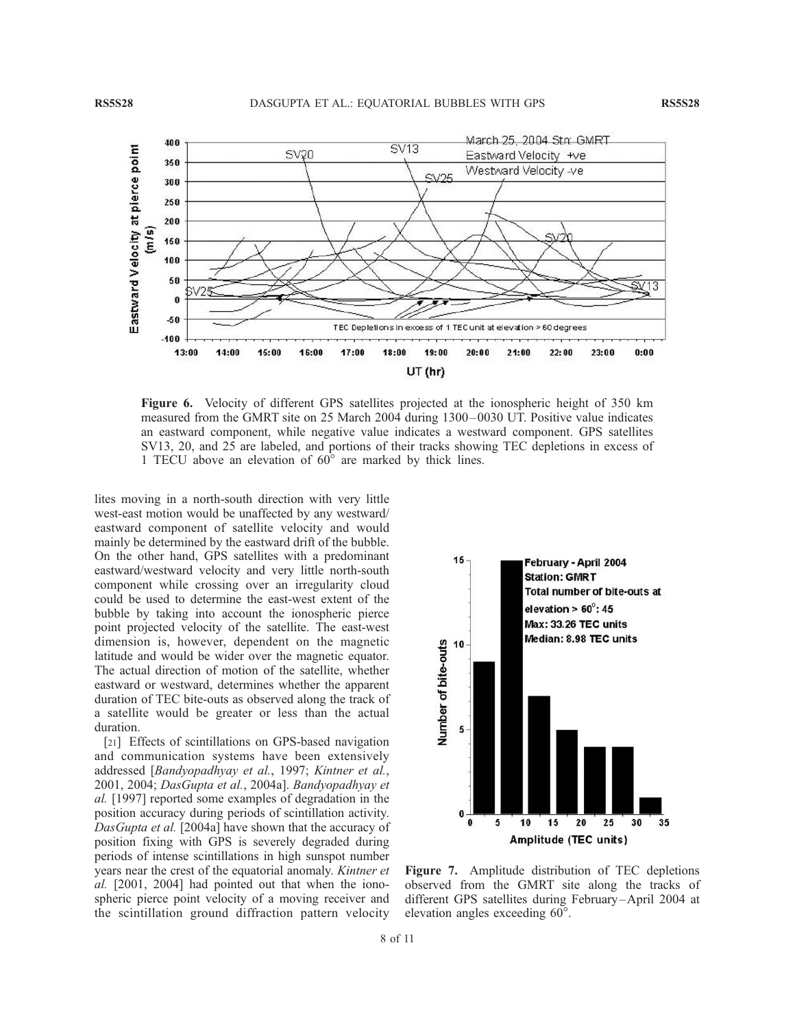Figure 6. Velocity of different GPS satellites projected at the ionospheric height of 350 km measured from the GMRT site on 25 March 2004 during 1300–0030 UT. Positive value indicates an eastward component, while negative value indicates a westward component. GPS satellites SV13, 20, and 25 are labeled, and portions of their tracks showing TEC depletions in excess of 1 TECU above an elevation of 60° are marked by thick lines.

lites moving in a north-south direction with very little west-east motion would be unaffected by any westward/eastward component of satellite velocity and would mainly be determined by the eastward drift of the bubble. On the other hand, GPS satellites with a predominant eastward/westward velocity and very little north-south component while crossing over an irregularity cloud could be used to determine the east-west extent of the bubble by taking into account the ionospheric pierce point projected velocity of the satellite. The east-west dimension is, however, dependent on the magnetic latitude and would be wider over the magnetic equator. The actual direction of motion of the satellite, whether eastward or westward, determines whether the apparent duration of TEC bite-outs as observed along the track of a satellite would be greater or less than the actual duration.

[21] Effects of scintillations on GPS-based navigation and communication systems have been extensively addressed [*Bandyopadhyay et al.*, 1997; *Kintner et al.*, 2001, 2004; *DasGupta et al.*, 2004a]. *Bandyopadhyay et al.* [1997] reported some examples of degradation in the position accuracy during periods of scintillation activity. *DasGupta et al.* [2004a] have shown that the accuracy of position fixing with GPS is severely degraded during periods of intense scintillations in high sunspot number years near the crest of the equatorial anomaly. *Kintner et al.* [2001, 2004] had pointed out that when the ionospheric pierce point velocity of a moving receiver and the scintillation ground diffraction pattern velocity

Figure 7. Amplitude distribution of TEC depletions observed from the GMRT site along the tracks of different GPS satellites during February–April 2004 at elevation angles exceeding 60°.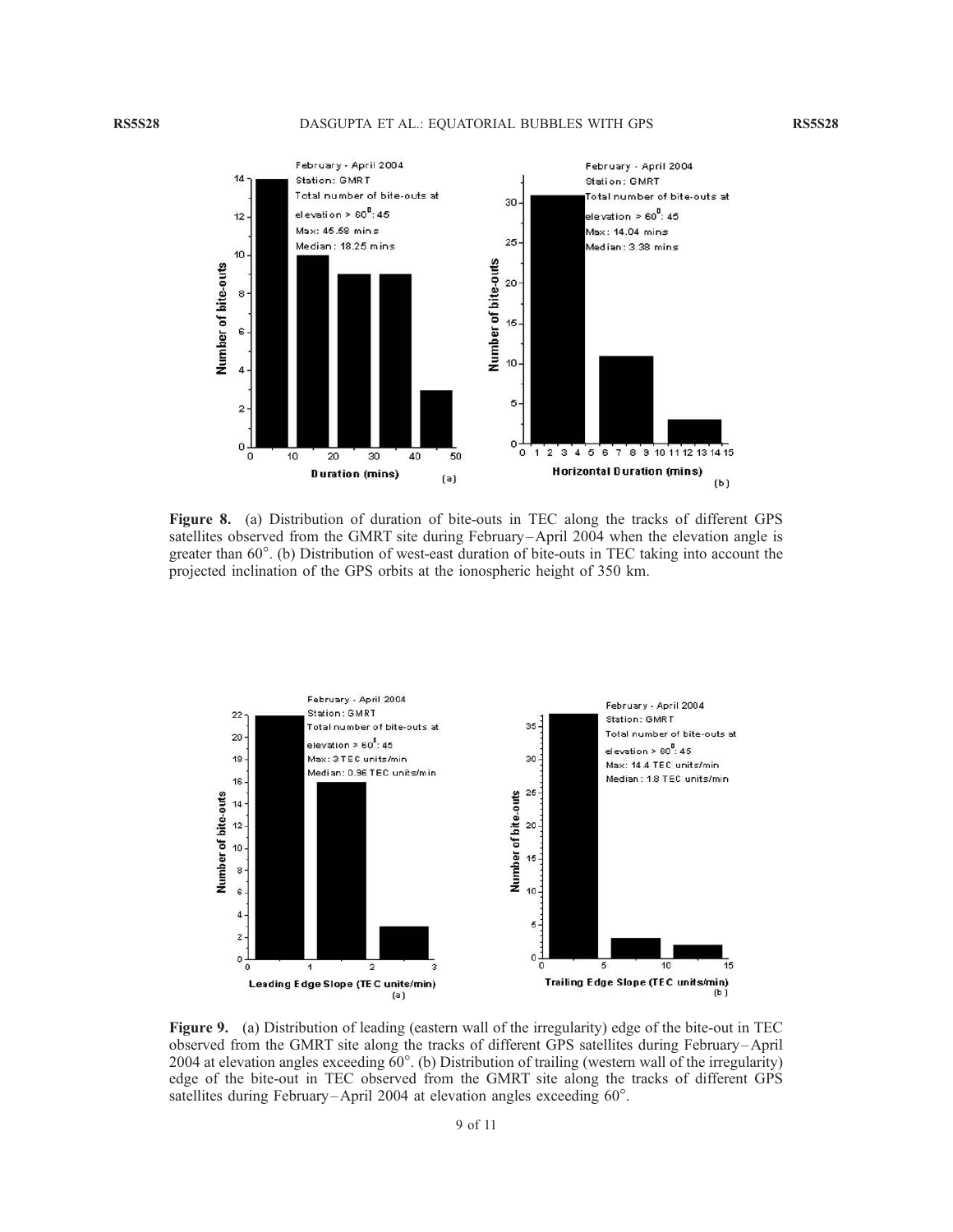**Figure 8.** (a) Distribution of duration of bite-outs in TEC along the tracks of different GPS satellites observed from the GMRT site during February–April 2004 when the elevation angle is greater than 60°. (b) Distribution of west-east duration of bite-outs in TEC taking into account the projected inclination of the GPS orbits at the ionospheric height of 350 km.

**Figure 9.** (a) Distribution of leading (eastern wall of the irregularity) edge of the bite-out in TEC observed from the GMRT site along the tracks of different GPS satellites during February–April 2004 at elevation angles exceeding 60°. (b) Distribution of trailing (western wall of the irregularity) edge of the bite-out in TEC observed from the GMRT site along the tracks of different GPS satellites during February–April 2004 at elevation angles exceeding 60°.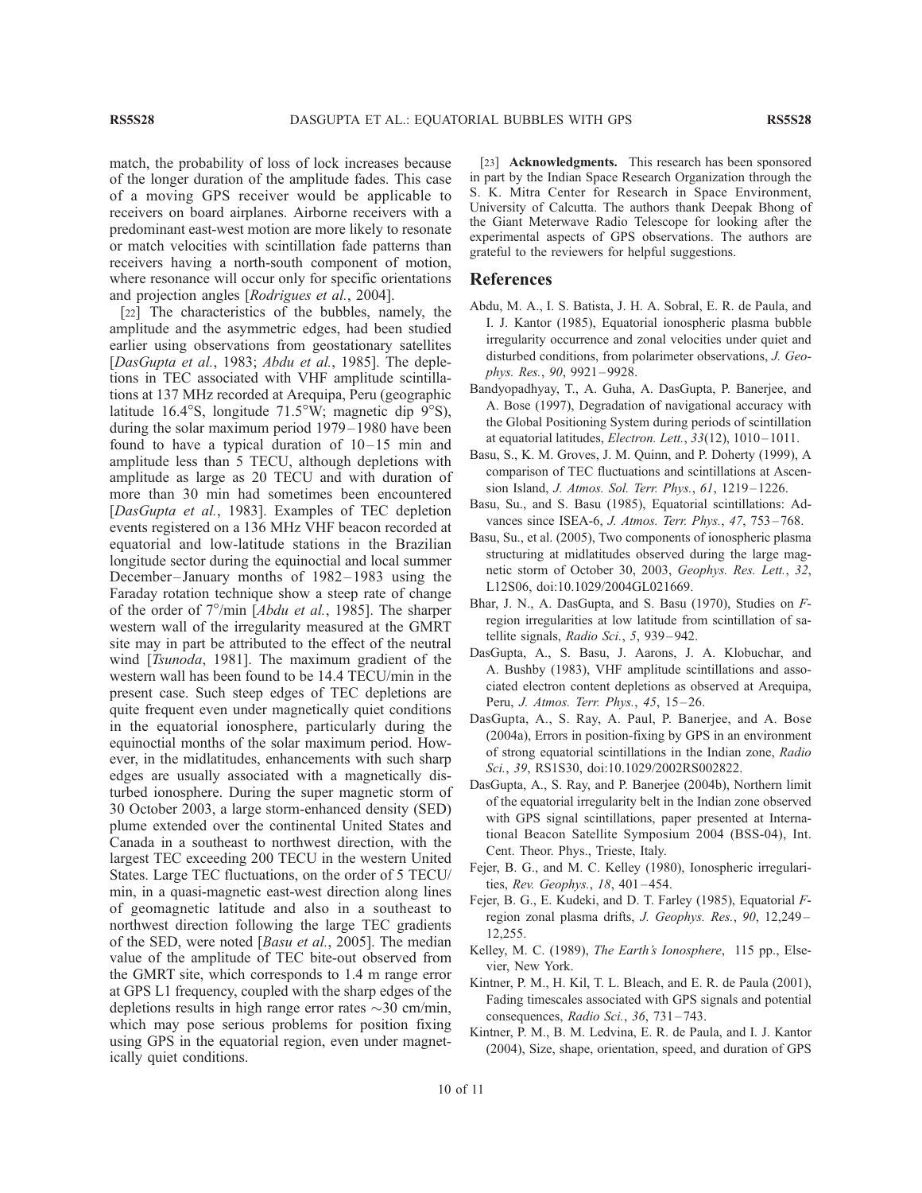match, the probability of loss of lock increases because of the longer duration of the amplitude fades. This case of a moving GPS receiver would be applicable to receivers on board airplanes. Airborne receivers with a predominant east-west motion are more likely to resonate or match velocities with scintillation fade patterns than receivers having a north-south component of motion, where resonance will occur only for specific orientations and projection angles [*Rodrigues et al.*, 2004].

[22] The characteristics of the bubbles, namely, the amplitude and the asymmetric edges, had been studied earlier using observations from geostationary satellites [*DasGupta et al.*, 1983; *Abdu et al.*, 1985]. The depletions in TEC associated with VHF amplitude scintillations at 137 MHz recorded at Arequipa, Peru (geographic latitude 16.4°S, longitude 71.5°W; magnetic dip 9°S), during the solar maximum period 1979–1980 have been found to have a typical duration of 10–15 min and amplitude less than 5 TECU, although depletions with amplitude as large as 20 TECU and with duration of more than 30 min had sometimes been encountered [*DasGupta et al.*, 1983]. Examples of TEC depletion events registered on a 136 MHz VHF beacon recorded at equatorial and low-latitude stations in the Brazilian longitude sector during the equinoctial and local summer December–January months of 1982–1983 using the Faraday rotation technique show a steep rate of change of the order of 7°/min [*Abdu et al.*, 1985]. The sharper western wall of the irregularity measured at the GMRT site may in part be attributed to the effect of the neutral wind [*Tsunoda*, 1981]. The maximum gradient of the western wall has been found to be 14.4 TECU/min in the present case. Such steep edges of TEC depletions are quite frequent even under magnetically quiet conditions in the equatorial ionosphere, particularly during the equinoctial months of the solar maximum period. However, in the midlatitudes, enhancements with such sharp edges are usually associated with a magnetically disturbed ionosphere. During the super magnetic storm of 30 October 2003, a large storm-enhanced density (SED) plume extended over the continental United States and Canada in a southeast to northwest direction, with the largest TEC exceeding 200 TECU in the western United States. Large TEC fluctuations, on the order of 5 TECU/min, in a quasi-magnetic east-west direction along lines of geomagnetic latitude and also in a southeast to northwest direction following the large TEC gradients of the SED, were noted [*Basu et al.*, 2005]. The median value of the amplitude of TEC bite-out observed from the GMRT site, which corresponds to 1.4 m range error at GPS L1 frequency, coupled with the sharp edges of the depletions results in high range error rates ~30 cm/min, which may pose serious problems for position fixing using GPS in the equatorial region, even under magnetically quiet conditions.

[23] **Acknowledgments.** This research has been sponsored in part by the Indian Space Research Organization through the S. K. Mitra Center for Research in Space Environment, University of Calcutta. The authors thank Deepak Bhong of the Giant Meterwave Radio Telescope for looking after the experimental aspects of GPS observations. The authors are grateful to the reviewers for helpful suggestions.

## References

Abdu, M. A., I. S. Batista, J. H. A. Sobral, E. R. de Paula, and I. J. Kantor (1985), Equatorial ionospheric plasma bubble irregularity occurrence and zonal velocities under quiet and disturbed conditions, from polarimeter observations, *J. Geophys. Res.*, *90*, 9921–9928.

Bandyopadhyay, T., A. Guha, A. DasGupta, P. Banerjee, and A. Bose (1997), Degradation of navigational accuracy with the Global Positioning System during periods of scintillation at equatorial latitudes, *Electron. Lett.*, *33*(12), 1010–1011.

Basu, S., K. M. Groves, J. M. Quinn, and P. Doherty (1999), A comparison of TEC fluctuations and scintillations at Ascension Island, *J. Atmos. Sol. Terr. Phys.*, *61*, 1219–1226.

Basu, Su., and S. Basu (1985), Equatorial scintillations: Advances since ISEA-6, *J. Atmos. Terr. Phys.*, *47*, 753–768.

Basu, Su., et al. (2005), Two components of ionospheric plasma structuring at midlatitudes observed during the large magnetic storm of October 30, 2003, *Geophys. Res. Lett.*, *32*, L12S06, doi:10.1029/2004GL021669.

Bhar, J. N., A. DasGupta, and S. Basu (1970), Studies on *F*-region irregularities at low latitude from scintillation of satellite signals, *Radio Sci.*, *5*, 939–942.

DasGupta, A., S. Basu, J. Aarons, J. A. Klobuchar, and A. Bushby (1983), VHF amplitude scintillations and associated electron content depletions as observed at Arequipa, Peru, *J. Atmos. Terr. Phys.*, *45*, 15–26.

DasGupta, A., S. Ray, A. Paul, P. Banerjee, and A. Bose (2004a), Errors in position-fixing by GPS in an environment of strong equatorial scintillations in the Indian zone, *Radio Sci.*, *39*, RS1S30, doi:10.1029/2002RS002822.

DasGupta, A., S. Ray, and P. Banerjee (2004b), Northern limit of the equatorial irregularity belt in the Indian zone observed with GPS signal scintillations, paper presented at International Beacon Satellite Symposium 2004 (BSS-04), Int. Cent. Theor. Phys., Trieste, Italy.

Fejer, B. G., and M. C. Kelley (1980), Ionospheric irregularities, *Rev. Geophys.*, *18*, 401–454.

Fejer, B. G., E. Kudeki, and D. T. Farley (1985), Equatorial *F*-region zonal plasma drifts, *J. Geophys. Res.*, *90*, 12,249–12,255.

Kelley, M. C. (1989), *The Earth's Ionosphere*, 115 pp., Elsevier, New York.

Kintner, P. M., H. Kil, T. L. Bleach, and E. R. de Paula (2001), Fading timescales associated with GPS signals and potential consequences, *Radio Sci.*, *36*, 731–743.

Kintner, P. M., B. M. Ledvina, E. R. de Paula, and I. J. Kantor (2004), Size, shape, orientation, speed, and duration of GPS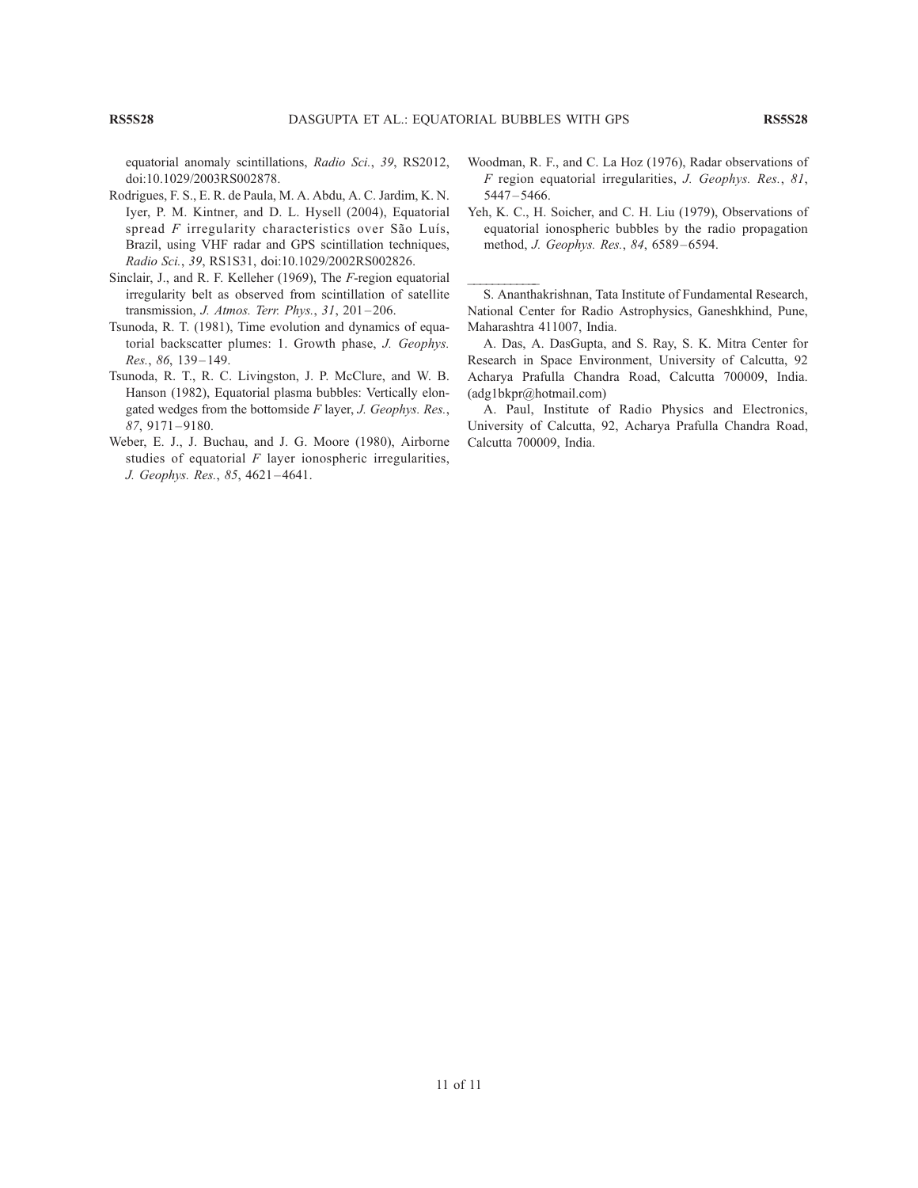equatorial anomaly scintillations, *Radio Sci.*, *39*, RS2012, doi:10.1029/2003RS002878.

Rodrigues, F. S., E. R. de Paula, M. A. Abdu, A. C. Jardim, K. N. Iyer, P. M. Kintner, and D. L. Hysell (2004), Equatorial spread *F* irregularity characteristics over São Luís, Brazil, using VHF radar and GPS scintillation techniques, *Radio Sci.*, *39*, RS1S31, doi:10.1029/2002RS002826.

Sinclair, J., and R. F. Kelleher (1969), The *F*-region equatorial irregularity belt as observed from scintillation of satellite transmission, *J. Atmos. Terr. Phys.*, *31*, 201–206.

Tsunoda, R. T. (1981), Time evolution and dynamics of equatorial backscatter plumes: 1. Growth phase, *J. Geophys. Res.*, *86*, 139–149.

Tsunoda, R. T., R. C. Livingston, J. P. McClure, and W. B. Hanson (1982), Equatorial plasma bubbles: Vertically elongated wedges from the bottomside *F* layer, *J. Geophys. Res.*, *87*, 9171–9180.

Weber, E. J., J. Buchau, and J. G. Moore (1980), Airborne studies of equatorial *F* layer ionospheric irregularities, *J. Geophys. Res.*, *85*, 4621–4641.

Woodman, R. F., and C. La Hoz (1976), Radar observations of *F* region equatorial irregularities, *J. Geophys. Res.*, *81*, 5447–5466.

Yeh, K. C., H. Soicher, and C. H. Liu (1979), Observations of equatorial ionospheric bubbles by the radio propagation method, *J. Geophys. Res.*, *84*, 6589–6594.

---

S. Ananthakrishnan, Tata Institute of Fundamental Research, National Center for Radio Astrophysics, Ganeshkhind, Pune, Maharashtra 411007, India.

A. Das, A. DasGupta, and S. Ray, S. K. Mitra Center for Research in Space Environment, University of Calcutta, 92 Acharya Prafulla Chandra Road, Calcutta 700009, India. (adg1bkpr@hotmail.com)

A. Paul, Institute of Radio Physics and Electronics, University of Calcutta, 92, Acharya Prafulla Chandra Road, Calcutta 700009, India.